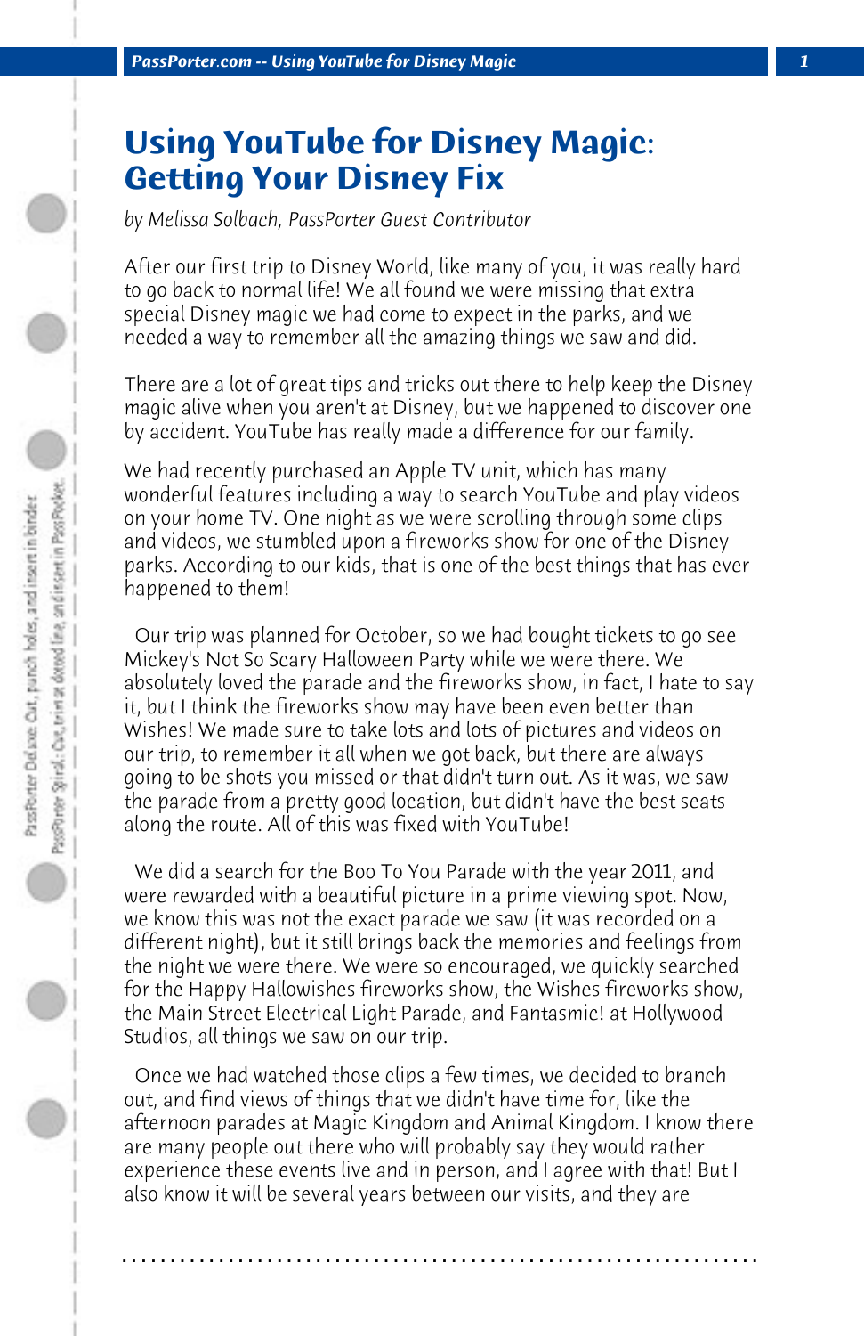# Using YouTube for Disney Magic: Getting Your Disney Fix

*by Melissa Solbach, PassPorter Guest Contributor*

After our first trip to Disney World, like many of you, it was really hard to go back to normal life! We all found we were missing that extra special Disney magic we had come to expect in the parks, and we needed a way to remember all the amazing things we saw and did.

There are a lot of great tips and tricks out there to help keep the Disney magic alive when you aren't at Disney, but we happened to discover one by accident. YouTube has really made a difference for our family.

We had recently purchased an Apple TV unit, which has many wonderful features including a way to search YouTube and play videos on your home TV. One night as we were scrolling through some clips and videos, we stumbled upon a fireworks show for one of the Disney parks. According to our kids, that is one of the best things that has ever happened to them!

Our trip was planned for October, so we had bought tickets to go see Mickey's Not So Scary Halloween Party while we were there. We absolutely loved the parade and the fireworks show, in fact, I hate to say it, but I think the fireworks show may have been even better than Wishes! We made sure to take lots and lots of pictures and videos on our trip, to remember it all when we got back, but there are always going to be shots you missed or that didn't turn out. As it was, we saw the parade from a pretty good location, but didn't have the best seats along the route. All of this was fixed with YouTube!

We did a search for the Boo To You Parade with the year 2011, and were rewarded with a beautiful picture in a prime viewing spot. Now, we know this was not the exact parade we saw (it was recorded on a different night), but it still brings back the memories and feelings from the night we were there. We were so encouraged, we quickly searched for the Happy Hallowishes fireworks show, the Wishes fireworks show, the Main Street Electrical Light Parade, and Fantasmic! at Hollywood Studios, all things we saw on our trip.

Once we had watched those clips a few times, we decided to branch out, and find views of things that we didn't have time for, like the afternoon parades at Magic Kingdom and Animal Kingdom. I know there are many people out there who will probably say they would rather experience these events live and in person, and I agree with that! But I also know it will be several years between our visits, and they are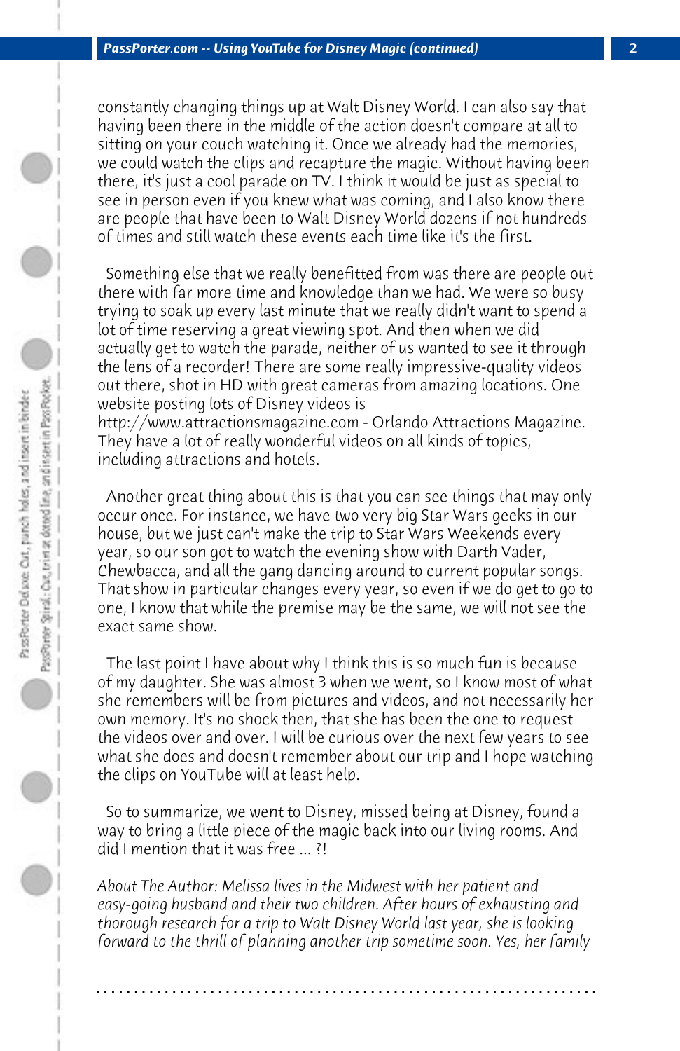constantly changing things up at Walt Disney World. I can also say that having been there in the middle of the action doesn't compare at all to sitting on your couch watching it. Once we already had the memories, we could watch the clips and recapture the magic. Without having been there, it's just a cool parade on TV. I think it would be just as special to see in person even if you knew what was coming, and I also know there are people that have been to Walt Disney World dozens if not hundreds of times and still watch these events each time like it's the first.

Something else that we really benefitted from was there are people out there with far more time and knowledge than we had. We were so busy trying to soak up every last minute that we really didn't want to spend a lot of time reserving a great viewing spot. And then when we did actually get to watch the parade, neither of us wanted to see it through the lens of a recorder! There are some really impressive-quality videos out there, shot in HD with great cameras from amazing locations. One website posting lots of Disney videos is http://www.attractionsmagazine.com - Orlando Attractions Magazine. They have a lot of really wonderful videos on all kinds of topics, including attractions and hotels.

Another great thing about this is that you can see things that may only occur once. For instance, we have two very big Star Wars geeks in our house, but we just can't make the trip to Star Wars Weekends every year, so our son got to watch the evening show with Darth Vader, Chewbacca, and all the gang dancing around to current popular songs. That show in particular changes every year, so even if we do get to go to one, I know that while the premise may be the same, we will not see the exact same show.

The last point I have about why I think this is so much fun is because of my daughter. She was almost 3 when we went, so I know most of what she remembers will be from pictures and videos, and not necessarily her own memory. It's no shock then, that she has been the one to request the videos over and over. I will be curious over the next few years to see what she does and doesn't remember about our trip and I hope watching the clips on YouTube will at least help.

So to summarize, we went to Disney, missed being at Disney, found a way to bring a little piece of the magic back into our living rooms. And did I mention that it was free ... ?!

*About The Author: Melissa lives in the Midwest with her patient and easy-going husband and their two children. After hours of exhausting and thorough research for a trip to Walt Disney World last year, she is looking forward to the thrill of planning another trip sometime soon. Yes, her family*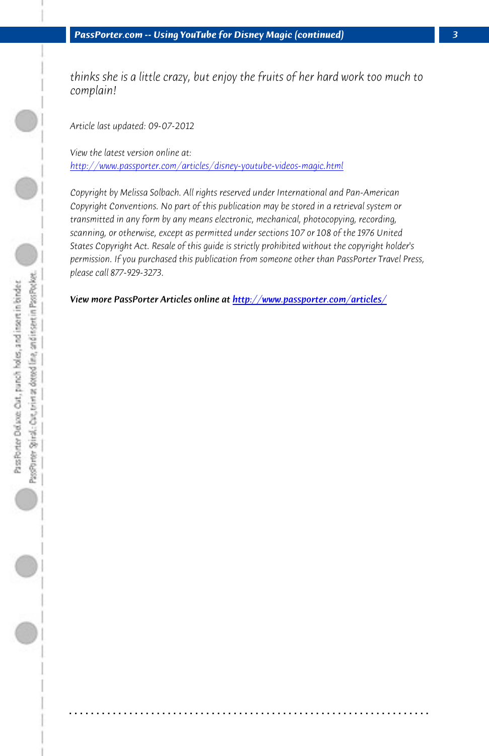*thinks she is a little crazy, but enjoy the fruits of her hard work too much to complain!*

*Article last updated: 09-07-2012*

*View the latest version online at:*
*http://www.passporter.com/articles/disney-youtube-videos-magic.html*

*Copyright by Melissa Solbach. All rights reserved under International and Pan-American Copyright Conventions. No part of this publication may be stored in a retrieval system or transmitted in any form by any means electronic, mechanical, photocopying, recording, scanning, or otherwise, except as permitted under sections 107 or 108 of the 1976 United States Copyright Act. Resale of this guide is strictly prohibited without the copyright holder's permission. If you purchased this publication from someone other than PassPorter Travel Press, please call 877-929-3273.*

***View more PassPorter Articles online at http://www.passporter.com/articles/***